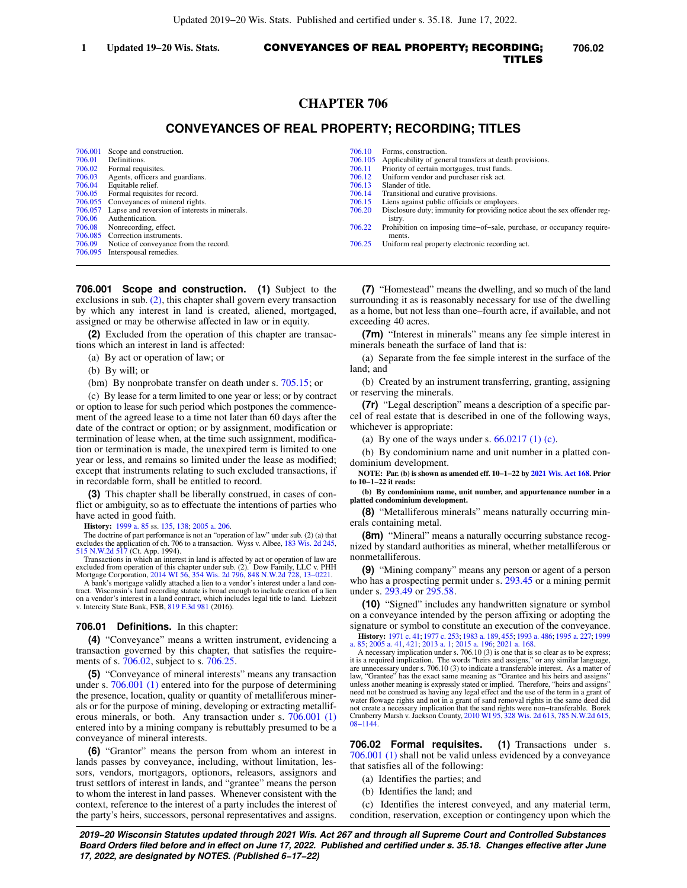# CHAPTER 706

## CONVEYANCES OF REAL PROPERTY; RECORDING; TITLES

| | | | |
|---|---|---|---|
| 706.001 | Scope and construction. | 706.10 | Forms, construction. |
| 706.01 | Definitions. | 706.105 | Applicability of general transfers at death provisions. |
| 706.02 | Formal requisites. | 706.11 | Priority of certain mortgages, trust funds. |
| 706.03 | Agents, officers and guardians. | 706.12 | Uniform vendor and purchaser risk act. |
| 706.04 | Equitable relief. | 706.13 | Slander of title. |
| 706.05 | Formal requisites for record. | 706.14 | Transitional and curative provisions. |
| 706.055 | Conveyances of mineral rights. | 706.15 | Liens against public officials or employees. |
| 706.057 | Lapse and reversion of interests in minerals. | 706.20 | Disclosure duty; immunity for providing notice about the sex offender registry. |
| 706.06 | Authentication. | 706.22 | Prohibition on imposing time–of–sale, purchase, or occupancy requirements. |
| 706.08 | Nonrecording, effect. | 706.25 | Uniform real property electronic recording act. |
| 706.085 | Correction instruments. | | |
| 706.09 | Notice of conveyance from the record. | | |
| 706.095 | Interspousal remedies. | | |

**706.001 Scope and construction. (1)** Subject to the exclusions in sub. (2), this chapter shall govern every transaction by which any interest in land is created, aliened, mortgaged, assigned or may be otherwise affected in law or in equity.

**(2)** Excluded from the operation of this chapter are transactions which an interest in land is affected:

(a) By act or operation of law; or

(b) By will; or

(bm) By nonprobate transfer on death under s. 705.15; or

(c) By lease for a term limited to one year or less; or by contract or option to lease for such period which postpones the commencement of the agreed lease to a time not later than 60 days after the date of the contract or option; or by assignment, modification or termination of lease when, at the time such assignment, modification or termination is made, the unexpired term is limited to one year or less, and remains so limited under the lease as modified; except that instruments relating to such excluded transactions, if in recordable form, shall be entitled to record.

**(3)** This chapter shall be liberally construed, in cases of conflict or ambiguity, so as to effectuate the intentions of parties who have acted in good faith.

**History:** 1999 a. 85 ss. 135, 138; 2005 a. 206.

The doctrine of part performance is not an "operation of law" under sub. (2) (a) that excludes the application of ch. 706 to a transaction. Wyss v. Albee, 183 Wis. 2d 245, 515 N.W.2d 517 (Ct. App. 1994).

Transactions in which an interest in land is affected by act or operation of law are excluded from operation of this chapter under sub. (2). Dow Family, LLC v. PHH Mortgage Corporation, 2014 WI 56, 354 Wis. 2d 796, 848 N.W.2d 728, 13–0221.

A bank's mortgage validly attached a lien to a vendor's interest under a land contract. Wisconsin's land recording statute is broad enough to include creation of a lien on a vendor's interest in a land contract, which includes legal title to land. Liebzeit v. Intercity State Bank, FSB, 819 F.3d 981 (2016).

**706.01 Definitions.** In this chapter:

**(4)** "Conveyance" means a written instrument, evidencing a transaction governed by this chapter, that satisfies the requirements of s. 706.02, subject to s. 706.25.

**(5)** "Conveyance of mineral interests" means any transaction under s. 706.001 (1) entered into for the purpose of determining the presence, location, quality or quantity of metalliferous minerals or for the purpose of mining, developing or extracting metalliferous minerals, or both. Any transaction under s. 706.001 (1) entered into by a mining company is rebuttably presumed to be a conveyance of mineral interests.

**(6)** "Grantor" means the person from whom an interest in lands passes by conveyance, including, without limitation, lessors, vendors, mortgagors, optionors, releasors, assignors and trust settlors of interest in lands, and "grantee" means the person to whom the interest in land passes. Whenever consistent with the context, reference to the interest of a party includes the interest of the party's heirs, successors, personal representatives and assigns.

**(7)** "Homestead" means the dwelling, and so much of the land surrounding it as is reasonably necessary for use of the dwelling as a home, but not less than one–fourth acre, if available, and not exceeding 40 acres.

**(7m)** "Interest in minerals" means any fee simple interest in minerals beneath the surface of land that is:

(a) Separate from the fee simple interest in the surface of the land; and

(b) Created by an instrument transferring, granting, assigning or reserving the minerals.

**(7r)** "Legal description" means a description of a specific parcel of real estate that is described in one of the following ways, whichever is appropriate:

(a) By one of the ways under s. 66.0217 (1) (c).

(b) By condominium name and unit number in a platted condominium development.

**NOTE: Par. (b) is shown as amended eff. 10–1–22 by 2021 Wis. Act 168. Prior to 10–1–22 it reads:**

**(b) By condominium name, unit number, and appurtenance number in a platted condominium development.**

**(8)** "Metalliferous minerals" means naturally occurring minerals containing metal.

**(8m)** "Mineral" means a naturally occurring substance recognized by standard authorities as mineral, whether metalliferous or nonmetalliferous.

**(9)** "Mining company" means any person or agent of a person who has a prospecting permit under s. 293.45 or a mining permit under s. 293.49 or 295.58.

**(10)** "Signed" includes any handwritten signature or symbol on a conveyance intended by the person affixing or adopting the signature or symbol to constitute an execution of the conveyance.

**History:** 1971 c. 41; 1977 c. 253; 1983 a. 189, 455; 1993 a. 486; 1995 a. 227; 1999 a. 85; 2005 a. 41, 421; 2013 a. 1; 2015 a. 196; 2021 a. 168.

A necessary implication under s. 706.10 (3) is one that is so clear as to be express; it is a required implication. The words "heirs and assigns," or any similar language, are unnecessary under s. 706.10 (3) to indicate a transferable interest. As a matter of law, "Grantee" has the exact same meaning as "Grantee and his heirs and assigns" unless another meaning is expressly stated or implied. Therefore, "heirs and assigns" need not be construed as having any legal effect and the use of the term in a grant of water flowage rights and not in a grant of sand removal rights in the same deed did not create a necessary implication that the sand rights were non–transferable. Borek Cranberry Marsh v. Jackson County, 2010 WI 95, 328 Wis. 2d 613, 785 N.W.2d 615, 08–1144.

**706.02 Formal requisites. (1)** Transactions under s. 706.001 (1) shall not be valid unless evidenced by a conveyance that satisfies all of the following:

(a) Identifies the parties; and

(b) Identifies the land; and

(c) Identifies the interest conveyed, and any material term, condition, reservation, exception or contingency upon which the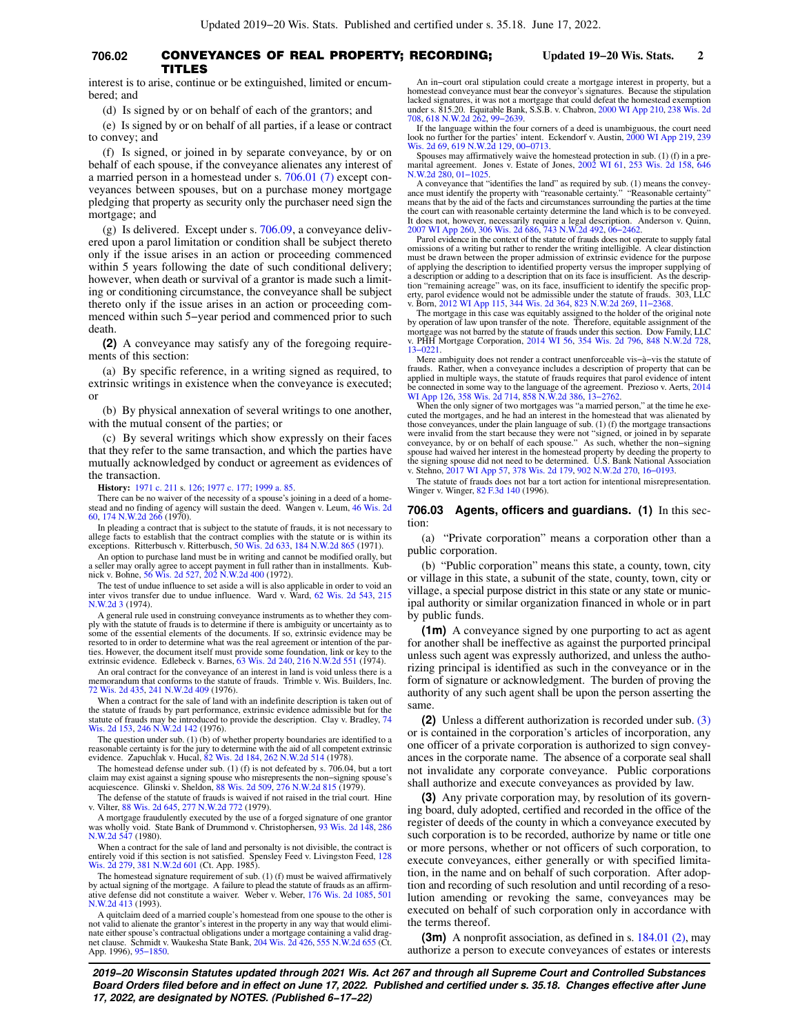interest is to arise, continue or be extinguished, limited or encumbered; and

(d) Is signed by or on behalf of each of the grantors; and

(e) Is signed by or on behalf of all parties, if a lease or contract to convey; and

(f) Is signed, or joined in by separate conveyance, by or on behalf of each spouse, if the conveyance alienates any interest of a married person in a homestead under s. 706.01 (7) except conveyances between spouses, but on a purchase money mortgage pledging that property as security only the purchaser need sign the mortgage; and

(g) Is delivered. Except under s. 706.09, a conveyance delivered upon a parol limitation or condition shall be subject thereto only if the issue arises in an action or proceeding commenced within 5 years following the date of such conditional delivery; however, when death or survival of a grantor is made such a limiting or conditioning circumstance, the conveyance shall be subject thereto only if the issue arises in an action or proceeding commenced within such 5−year period and commenced prior to such death.

**(2)** A conveyance may satisfy any of the foregoing requirements of this section:

(a) By specific reference, in a writing signed as required, to extrinsic writings in existence when the conveyance is executed; or

(b) By physical annexation of several writings to one another, with the mutual consent of the parties; or

(c) By several writings which show expressly on their faces that they refer to the same transaction, and which the parties have mutually acknowledged by conduct or agreement as evidences of the transaction.

**History:** 1971 c. 211 s. 126; 1977 c. 177; 1999 a. 85.

There can be no waiver of the necessity of a spouse's joining in a deed of a homestead and no finding of agency will sustain the deed. Wangen v. Leum, 46 Wis. 2d 60, 174 N.W.2d 266 (1970).

In pleading a contract that is subject to the statute of frauds, it is not necessary to allege facts to establish that the contract complies with the statute or is within its exceptions. Ritterbusch v. Ritterbusch, 50 Wis. 2d 633, 184 N.W.2d 865 (1971).

An option to purchase land must be in writing and cannot be modified orally, but a seller may orally agree to accept payment in full rather than in installments. Kubnick v. Bohne, 56 Wis. 2d 527, 202 N.W.2d 400 (1972).

The test of undue influence to set aside a will is also applicable in order to void an inter vivos transfer due to undue influence. Ward v. Ward, 62 Wis. 2d 543, 215 N.W.2d 3 (1974).

A general rule used in construing conveyance instruments as to whether they comply with the statute of frauds is to determine if there is ambiguity or uncertainty as to some of the essential elements of the documents. If so, extrinsic evidence may be resorted to in order to determine what was the real agreement or intention of the parties. However, the document itself must provide some foundation, link or key to the extrinsic evidence. Edlebeck v. Barnes, 63 Wis. 2d 240, 216 N.W.2d 551 (1974).

An oral contract for the conveyance of an interest in land is void unless there is a memorandum that conforms to the statute of frauds. Trimble v. Wis. Builders, Inc. 72 Wis. 2d 435, 241 N.W.2d 409 (1976).

When a contract for the sale of land with an indefinite description is taken out of the statute of frauds by part performance, extrinsic evidence admissible but for the statute of frauds may be introduced to provide the description. Clay v. Bradley, 74 Wis. 2d 153, 246 N.W.2d 142 (1976).

The question under sub. (1) (b) of whether property boundaries are identified to a reasonable certainty is for the jury to determine with the aid of all competent extrinsic evidence. Zapuchlak v. Hucal, 82 Wis. 2d 184, 262 N.W.2d 514 (1978).

The homestead defense under sub. (1) (f) is not defeated by s. 706.04, but a tort claim may exist against a signing spouse who misrepresents the non−signing spouse's acquiescence. Glinski v. Sheldon, 88 Wis. 2d 509, 276 N.W.2d 815 (1979).

The defense of the statute of frauds is waived if not raised in the trial court. Hine v. Vilter, 88 Wis. 2d 645, 277 N.W.2d 772 (1979).

A mortgage fraudulently executed by the use of a forged signature of one grantor was wholly void. State Bank of Drummond v. Christophersen, 93 Wis. 2d 148, 286 N.W.2d 547 (1980).

When a contract for the sale of land and personalty is not divisible, the contract is entirely void if this section is not satisfied. Spensley Feed v. Livingston Feed, 128 Wis. 2d 279, 381 N.W.2d 601 (Ct. App. 1985).

The homestead signature requirement of sub. (1) (f) must be waived affirmatively by actual signing of the mortgage. A failure to plead the statute of frauds as an affirmative defense did not constitute a waiver. Weber v. Weber, 176 Wis. 2d 1085, 501 N.W.2d 413 (1993).

A quitclaim deed of a married couple's homestead from one spouse to the other is not valid to alienate the grantor's interest in the property in any way that would eliminate either spouse's contractual obligations under a mortgage containing a valid dragnet clause. Schmidt v. Waukesha State Bank, 204 Wis. 2d 426, 555 N.W.2d 655 (Ct. App. 1996), 95−1850.

An in−court oral stipulation could create a mortgage interest in property, but a homestead conveyance must bear the conveyor's signatures. Because the stipulation lacked signatures, it was not a mortgage that could defeat the homestead exemption under s. 815.20. Equitable Bank, S.S.B. v. Chabron, 2000 WI App 210, 238 Wis. 2d 708, 618 N.W.2d 262, 99−2639.

If the language within the four corners of a deed is unambiguous, the court need look no further for the parties' intent. Eckendorf v. Austin, 2000 WI App 219, 239 Wis. 2d 69, 619 N.W.2d 129, 00−0713.

Spouses may affirmatively waive the homestead protection in sub. (1) (f) in a premarital agreement. Jones v. Estate of Jones, 2002 WI 61, 253 Wis. 2d 158, 646 N.W.2d 280, 01−1025.

A conveyance that "identifies the land" as required by sub. (1) means the conveyance must identify the property with "reasonable certainty." "Reasonable certainty" means that by the aid of the facts and circumstances surrounding the parties at the time the court can with reasonable certainty determine the land which is to be conveyed. It does not, however, necessarily require a legal description. Anderson v. Quinn, 2007 WI App 260, 306 Wis. 2d 686, 743 N.W.2d 492, 06−2462.

Parol evidence in the context of the statute of frauds does not operate to supply fatal omissions of a writing but rather to render the writing intelligible. A clear distinction must be drawn between the proper admission of extrinsic evidence for the purpose of applying the description to identified property versus the improper supplying of a description or adding to a description that on its face is insufficient. As the description "remaining acreage" was, on its face, insufficient to identify the specific property, parol evidence would not be admissible under the statute of frauds. 303, LLC v. Born, 2012 WI App 115, 344 Wis. 2d 364, 823 N.W.2d 269, 11−2368.

The mortgage in this case was equitably assigned to the holder of the original note by operation of law upon transfer of the note. Therefore, equitable assignment of the mortgage was not barred by the statute of frauds under this section. Dow Family, LLC v. PHH Mortgage Corporation, 2014 WI 56, 354 Wis. 2d 796, 848 N.W.2d 728, 13−0221.

Mere ambiguity does not render a contract unenforceable vis−à−vis the statute of frauds. Rather, when a conveyance includes a description of property that can be applied in multiple ways, the statute of frauds requires that parol evidence of intent be connected in some way to the language of the agreement. Prezioso v. Aerts, 2014 WI App 126, 358 Wis. 2d 714, 858 N.W.2d 386, 13−2762.

When the only signer of two mortgages was "a married person," at the time he executed the mortgages, and he had an interest in the homestead that was alienated by those conveyances, under the plain language of sub. (1) (f) the mortgage transactions were invalid from the start because they were not "signed, or joined in by separate conveyance, by or on behalf of each spouse." As such, whether the non−signing spouse had waived her interest in the homestead property by deeding the property to the signing spouse did not need to be determined. U.S. Bank National Association v. Stehno, 2017 WI App 57, 378 Wis. 2d 179, 902 N.W.2d 270, 16−0193.

The statute of frauds does not bar a tort action for intentional misrepresentation. Winger v. Winger, 82 F.3d 140 (1996).

**706.03 Agents, officers and guardians. (1)** In this section:

(a) "Private corporation" means a corporation other than a public corporation.

(b) "Public corporation" means this state, a county, town, city or village in this state, a subunit of the state, county, town, city or village, a special purpose district in this state or any state or municipal authority or similar organization financed in whole or in part by public funds.

**(1m)** A conveyance signed by one purporting to act as agent for another shall be ineffective as against the purported principal unless such agent was expressly authorized, and unless the authorizing principal is identified as such in the conveyance or in the form of signature or acknowledgment. The burden of proving the authority of any such agent shall be upon the person asserting the same.

**(2)** Unless a different authorization is recorded under sub. (3) or is contained in the corporation's articles of incorporation, any one officer of a private corporation is authorized to sign conveyances in the corporate name. The absence of a corporate seal shall not invalidate any corporate conveyance. Public corporations shall authorize and execute conveyances as provided by law.

**(3)** Any private corporation may, by resolution of its governing board, duly adopted, certified and recorded in the office of the register of deeds of the county in which a conveyance executed by such corporation is to be recorded, authorize by name or title one or more persons, whether or not officers of such corporation, to execute conveyances, either generally or with specified limitation, in the name and on behalf of such corporation. After adoption and recording of such resolution and until recording of a resolution amending or revoking the same, conveyances may be executed on behalf of such corporation only in accordance with the terms thereof.

**(3m)** A nonprofit association, as defined in s. 184.01 (2), may authorize a person to execute conveyances of estates or interests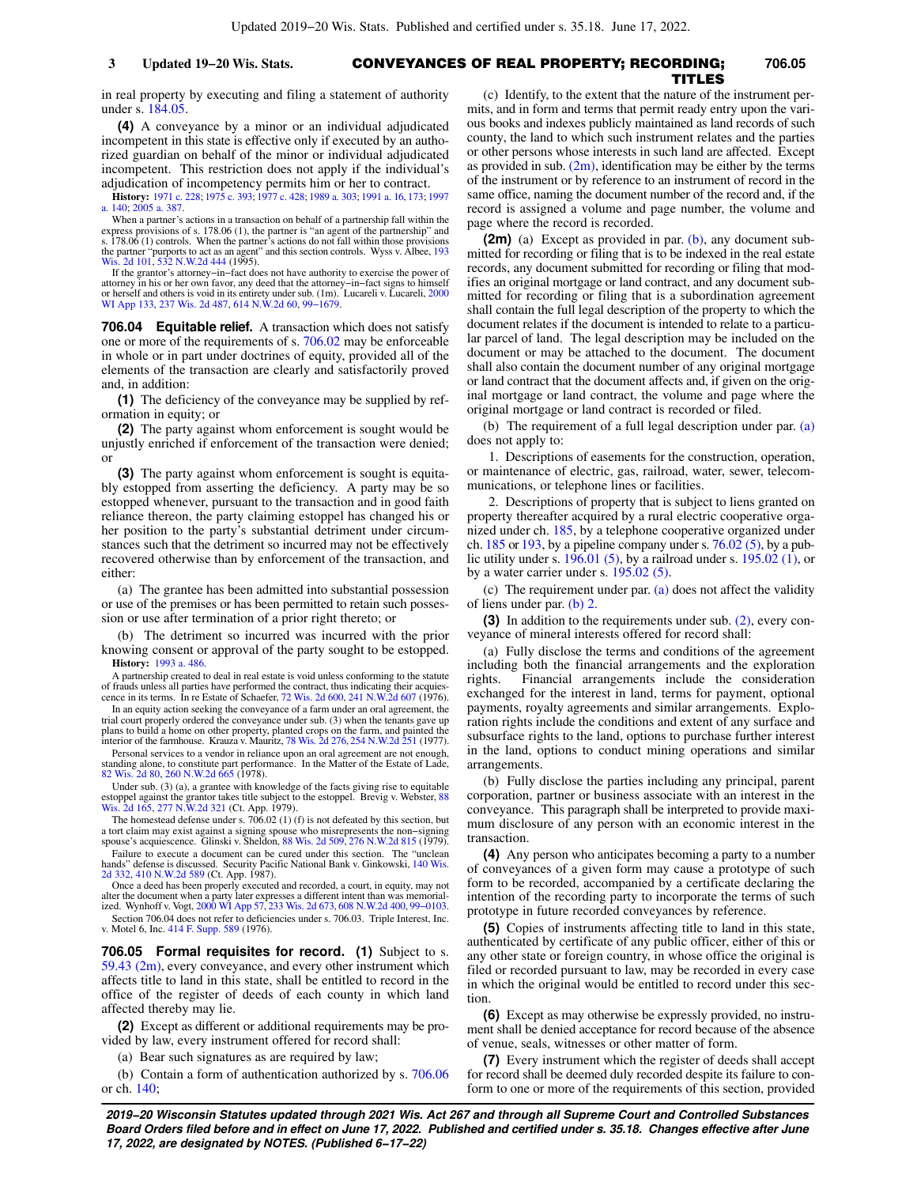in real property by executing and filing a statement of authority under s. 184.05.

**(4)** A conveyance by a minor or an individual adjudicated incompetent in this state is effective only if executed by an authorized guardian on behalf of the minor or individual adjudicated incompetent. This restriction does not apply if the individual's adjudication of incompetency permits him or her to contract.

**History:** 1971 c. 228; 1975 c. 393; 1977 c. 428; 1989 a. 303; 1991 a. 16, 173; 1997 a. 140; 2005 a. 387.

When a partner's actions in a transaction on behalf of a partnership fall within the express provisions of s. 178.06 (1), the partner is "an agent of the partnership" and s. 178.06 (1) controls. When the partner's actions do not fall within those provisions the partner "purports to act as an agent" and this section controls. Wyss v. Albee, 193 Wis. 2d 101, 532 N.W.2d 444 (1995).

If the grantor's attorney−in−fact does not have authority to exercise the power of attorney in his or her own favor, any deed that the attorney−in−fact signs to himself or herself and others is void in its entirety under sub. (1m). Lucareli v. Lucareli, 2000 WI App 133, 237 Wis. 2d 487, 614 N.W.2d 60, 99−1679.

**706.04 Equitable relief.** A transaction which does not satisfy one or more of the requirements of s. 706.02 may be enforceable in whole or in part under doctrines of equity, provided all of the elements of the transaction are clearly and satisfactorily proved and, in addition:

**(1)** The deficiency of the conveyance may be supplied by reformation in equity; or

**(2)** The party against whom enforcement is sought would be unjustly enriched if enforcement of the transaction were denied; or

**(3)** The party against whom enforcement is sought is equitably estopped from asserting the deficiency. A party may be so estopped whenever, pursuant to the transaction and in good faith reliance thereon, the party claiming estoppel has changed his or her position to the party's substantial detriment under circumstances such that the detriment so incurred may not be effectively recovered otherwise than by enforcement of the transaction, and either:

(a) The grantee has been admitted into substantial possession or use of the premises or has been permitted to retain such possession or use after termination of a prior right thereto; or

(b) The detriment so incurred was incurred with the prior knowing consent or approval of the party sought to be estopped.

**History:** 1993 a. 486.

A partnership created to deal in real estate is void unless conforming to the statute of frauds unless all parties have performed the contract, thus indicating their acquiescence in its terms. In re Estate of Schaefer, 72 Wis. 2d 600, 241 N.W.2d 607 (1976).

In an equity action seeking the conveyance of a farm under an oral agreement, the trial court properly ordered the conveyance under sub. (3) when the tenants gave up plans to build a home on other property, planted crops on the farm, and painted the interior of the farmhouse. Krauza v. Mauritz, 78 Wis. 2d 276, 254 N.W.2d 251 (1977).

Personal services to a vendor in reliance upon an oral agreement are not enough, standing alone, to constitute part performance. In the Matter of the Estate of Lade, 82 Wis. 2d 80, 260 N.W.2d 665 (1978).

Under sub. (3) (a), a grantee with knowledge of the facts giving rise to equitable estoppel against the grantor takes title subject to the estoppel. Brevig v. Webster, 88 Wis. 2d 165, 277 N.W.2d 321 (Ct. App. 1979).

The homestead defense under s. 706.02 (1) (f) is not defeated by this section, but a tort claim may exist against a signing spouse who misrepresents the non−signing spouse's acquiescence. Glinski v. Sheldon, 88 Wis. 2d 509, 276 N.W.2d 815 (1979).

Failure to execute a document can be cured under this section. The "unclean hands" defense is discussed. Security Pacific National Bank v. Ginkowski, 140 Wis. 2d 332, 410 N.W.2d 589 (Ct. App. 1987).

Once a deed has been properly executed and recorded, a court, in equity, may not alter the document when a party later expresses a different intent than was memorialized. Wynhoff v. Vogt, 2000 WI App 57, 233 Wis. 2d 673, 608 N.W.2d 400, 99−0103.

Section 706.04 does not refer to deficiencies under s. 706.03. Triple Interest, Inc. v. Motel 6, Inc. 414 F. Supp. 589 (1976).

**706.05 Formal requisites for record.** **(1)** Subject to s. 59.43 (2m), every conveyance, and every other instrument which affects title to land in this state, shall be entitled to record in the office of the register of deeds of each county in which land affected thereby may lie.

**(2)** Except as different or additional requirements may be provided by law, every instrument offered for record shall:

(a) Bear such signatures as are required by law;

(b) Contain a form of authentication authorized by s. 706.06 or ch. 140;

(c) Identify, to the extent that the nature of the instrument permits, and in form and terms that permit ready entry upon the various books and indexes publicly maintained as land records of such county, the land to which such instrument relates and the parties or other persons whose interests in such land are affected. Except as provided in sub. (2m), identification may be either by the terms of the instrument or by reference to an instrument of record in the same office, naming the document number of the record and, if the record is assigned a volume and page number, the volume and page where the record is recorded.

**(2m)** (a) Except as provided in par. (b), any document submitted for recording or filing that is to be indexed in the real estate records, any document submitted for recording or filing that modifies an original mortgage or land contract, and any document submitted for recording or filing that is a subordination agreement shall contain the full legal description of the property to which the document relates if the document is intended to relate to a particular parcel of land. The legal description may be included on the document or may be attached to the document. The document shall also contain the document number of any original mortgage or land contract that the document affects and, if given on the original mortgage or land contract, the volume and page where the original mortgage or land contract is recorded or filed.

(b) The requirement of a full legal description under par. (a) does not apply to:

1. Descriptions of easements for the construction, operation, or maintenance of electric, gas, railroad, water, sewer, telecommunications, or telephone lines or facilities.

2. Descriptions of property that is subject to liens granted on property thereafter acquired by a rural electric cooperative organized under ch. 185, by a telephone cooperative organized under ch. 185 or 193, by a pipeline company under s. 76.02 (5), by a public utility under s. 196.01 (5), by a railroad under s. 195.02 (1), or by a water carrier under s. 195.02 (5).

(c) The requirement under par. (a) does not affect the validity of liens under par. (b) 2.

**(3)** In addition to the requirements under sub. (2), every conveyance of mineral interests offered for record shall:

(a) Fully disclose the terms and conditions of the agreement including both the financial arrangements and the exploration rights. Financial arrangements include the consideration exchanged for the interest in land, terms for payment, optional payments, royalty agreements and similar arrangements. Exploration rights include the conditions and extent of any surface and subsurface rights to the land, options to purchase further interest in the land, options to conduct mining operations and similar arrangements.

(b) Fully disclose the parties including any principal, parent corporation, partner or business associate with an interest in the conveyance. This paragraph shall be interpreted to provide maximum disclosure of any person with an economic interest in the transaction.

**(4)** Any person who anticipates becoming a party to a number of conveyances of a given form may cause a prototype of such form to be recorded, accompanied by a certificate declaring the intention of the recording party to incorporate the terms of such prototype in future recorded conveyances by reference.

**(5)** Copies of instruments affecting title to land in this state, authenticated by certificate of any public officer, either of this or any other state or foreign country, in whose office the original is filed or recorded pursuant to law, may be recorded in every case in which the original would be entitled to record under this section.

**(6)** Except as may otherwise be expressly provided, no instrument shall be denied acceptance for record because of the absence of venue, seals, witnesses or other matter of form.

**(7)** Every instrument which the register of deeds shall accept for record shall be deemed duly recorded despite its failure to conform to one or more of the requirements of this section, provided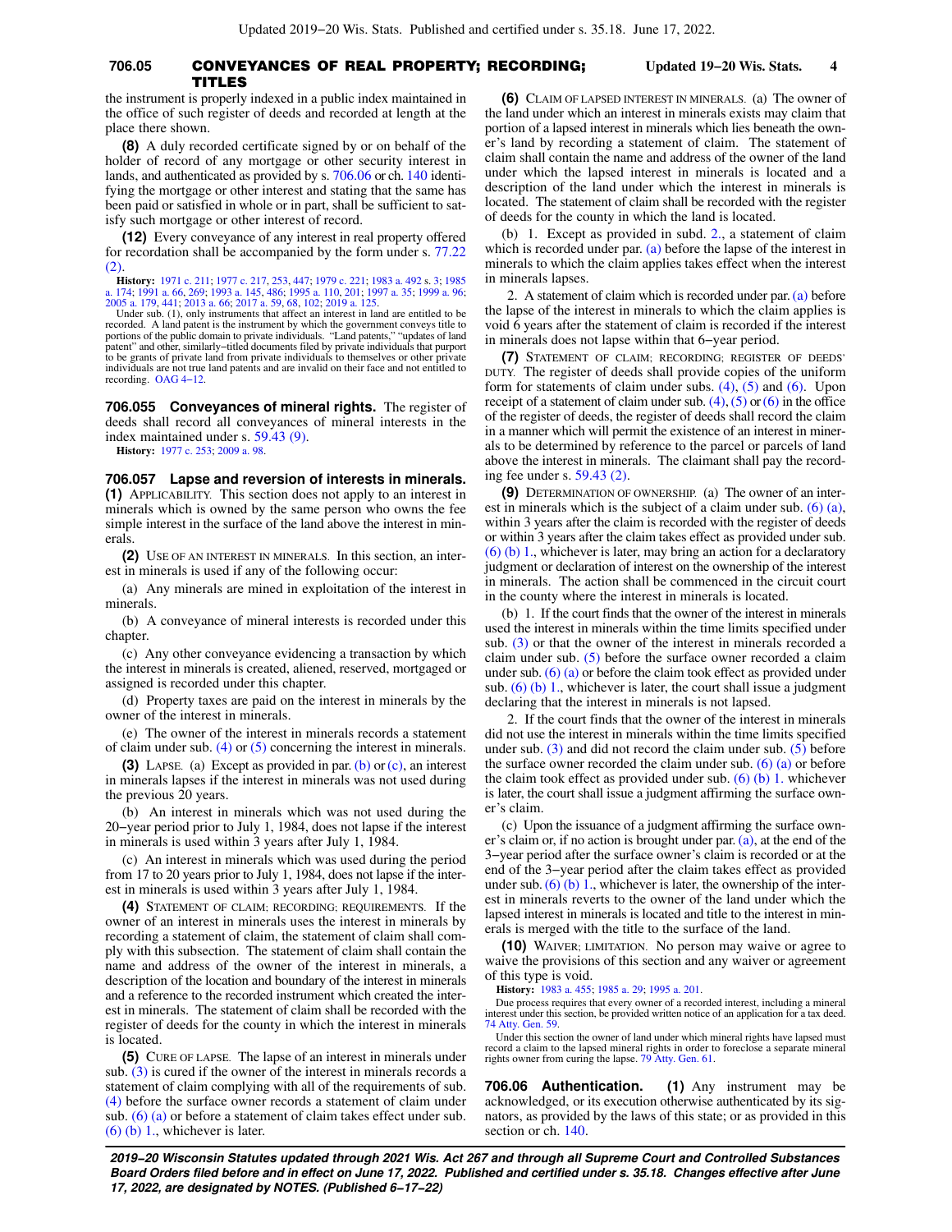the instrument is properly indexed in a public index maintained in the office of such register of deeds and recorded at length at the place there shown.

**(8)** A duly recorded certificate signed by or on behalf of the holder of record of any mortgage or other security interest in lands, and authenticated as provided by s. 706.06 or ch. 140 identifying the mortgage or other interest and stating that the same has been paid or satisfied in whole or in part, shall be sufficient to satisfy such mortgage or other interest of record.

**(12)** Every conveyance of any interest in real property offered for recordation shall be accompanied by the form under s. 77.22 (2).

**History:** 1971 c. 211; 1977 c. 217, 253, 447; 1979 c. 221; 1983 a. 492 s. 3; 1985 a. 174; 1991 a. 66, 269; 1993 a. 145, 486; 1995 a. 110, 201; 1997 a. 35; 1999 a. 96; 2005 a. 179, 441; 2013 a. 66; 2017 a. 59, 68, 102; 2019 a. 125.

Under sub. (1), only instruments that affect an interest in land are entitled to be recorded. A land patent is the instrument by which the government conveys title to portions of the public domain to private individuals. "Land patents," "updates of land patent" and other, similarly-titled documents filed by private individuals that purport to be grants of private land from private individuals to themselves or other private individuals are not true land patents and are invalid on their face and not entitled to recording. OAG 4-12.

**706.055 Conveyances of mineral rights.** The register of deeds shall record all conveyances of mineral interests in the index maintained under s. 59.43 (9).

**History:** 1977 c. 253; 2009 a. 98.

**706.057 Lapse and reversion of interests in minerals.** **(1)** APPLICABILITY. This section does not apply to an interest in minerals which is owned by the same person who owns the fee simple interest in the surface of the land above the interest in minerals.

**(2)** USE OF AN INTEREST IN MINERALS. In this section, an interest in minerals is used if any of the following occur:

(a) Any minerals are mined in exploitation of the interest in minerals.

(b) A conveyance of mineral interests is recorded under this chapter.

(c) Any other conveyance evidencing a transaction by which the interest in minerals is created, aliened, reserved, mortgaged or assigned is recorded under this chapter.

(d) Property taxes are paid on the interest in minerals by the owner of the interest in minerals.

(e) The owner of the interest in minerals records a statement of claim under sub. (4) or (5) concerning the interest in minerals.

**(3)** LAPSE. (a) Except as provided in par. (b) or (c), an interest in minerals lapses if the interest in minerals was not used during the previous 20 years.

(b) An interest in minerals which was not used during the 20-year period prior to July 1, 1984, does not lapse if the interest in minerals is used within 3 years after July 1, 1984.

(c) An interest in minerals which was used during the period from 17 to 20 years prior to July 1, 1984, does not lapse if the interest in minerals is used within 3 years after July 1, 1984.

**(4)** STATEMENT OF CLAIM; RECORDING; REQUIREMENTS. If the owner of an interest in minerals uses the interest in minerals by recording a statement of claim, the statement of claim shall comply with this subsection. The statement of claim shall contain the name and address of the owner of the interest in minerals, a description of the location and boundary of the interest in minerals and a reference to the recorded instrument which created the interest in minerals. The statement of claim shall be recorded with the register of deeds for the county in which the interest in minerals is located.

**(5)** CURE OF LAPSE. The lapse of an interest in minerals under sub. (3) is cured if the owner of the interest in minerals records a statement of claim complying with all of the requirements of sub. (4) before the surface owner records a statement of claim under sub. (6) (a) or before a statement of claim takes effect under sub. (6) (b) 1., whichever is later.

**(6)** CLAIM OF LAPSED INTEREST IN MINERALS. (a) The owner of the land under which an interest in minerals exists may claim that portion of a lapsed interest in minerals which lies beneath the owner's land by recording a statement of claim. The statement of claim shall contain the name and address of the owner of the land under which the lapsed interest in minerals is located and a description of the land under which the interest in minerals is located. The statement of claim shall be recorded with the register of deeds for the county in which the land is located.

(b) 1. Except as provided in subd. 2., a statement of claim which is recorded under par. (a) before the lapse of the interest in minerals to which the claim applies takes effect when the interest in minerals lapses.

2. A statement of claim which is recorded under par. (a) before the lapse of the interest in minerals to which the claim applies is void 6 years after the statement of claim is recorded if the interest in minerals does not lapse within that 6-year period.

**(7)** STATEMENT OF CLAIM; RECORDING; REGISTER OF DEEDS' DUTY. The register of deeds shall provide copies of the uniform form for statements of claim under subs. (4), (5) and (6). Upon receipt of a statement of claim under sub. (4), (5) or (6) in the office of the register of deeds, the register of deeds shall record the claim in a manner which will permit the existence of an interest in minerals to be determined by reference to the parcel or parcels of land above the interest in minerals. The claimant shall pay the recording fee under s. 59.43 (2).

**(9)** DETERMINATION OF OWNERSHIP. (a) The owner of an interest in minerals which is the subject of a claim under sub. (6) (a), within 3 years after the claim is recorded with the register of deeds or within 3 years after the claim takes effect as provided under sub. (6) (b) 1., whichever is later, may bring an action for a declaratory judgment or declaration of interest on the ownership of the interest in minerals. The action shall be commenced in the circuit court in the county where the interest in minerals is located.

(b) 1. If the court finds that the owner of the interest in minerals used the interest in minerals within the time limits specified under sub. (3) or that the owner of the interest in minerals recorded a claim under sub. (5) before the surface owner recorded a claim under sub. (6) (a) or before the claim took effect as provided under sub. (6) (b) 1., whichever is later, the court shall issue a judgment declaring that the interest in minerals is not lapsed.

2. If the court finds that the owner of the interest in minerals did not use the interest in minerals within the time limits specified under sub. (3) and did not record the claim under sub. (5) before the surface owner recorded the claim under sub. (6) (a) or before the claim took effect as provided under sub. (6) (b) 1. whichever is later, the court shall issue a judgment affirming the surface owner's claim.

(c) Upon the issuance of a judgment affirming the surface owner's claim or, if no action is brought under par. (a), at the end of the 3-year period after the surface owner's claim is recorded or at the end of the 3-year period after the claim takes effect as provided under sub. (6) (b) 1., whichever is later, the ownership of the interest in minerals reverts to the owner of the land under which the lapsed interest in minerals is located and title to the interest in minerals is merged with the title to the surface of the land.

**(10)** WAIVER; LIMITATION. No person may waive or agree to waive the provisions of this section and any waiver or agreement of this type is void.

**History:** 1983 a. 455; 1985 a. 29; 1995 a. 201.

Due process requires that every owner of a recorded interest, including a mineral interest under this section, be provided written notice of an application for a tax deed. 74 Atty. Gen. 59.

Under this section the owner of land under which mineral rights have lapsed must record a claim to the lapsed mineral rights in order to foreclose a separate mineral rights owner from curing the lapse. 79 Atty. Gen. 61.

**706.06 Authentication.** **(1)** Any instrument may be acknowledged, or its execution otherwise authenticated by its signators, as provided by the laws of this state; or as provided in this section or ch. 140.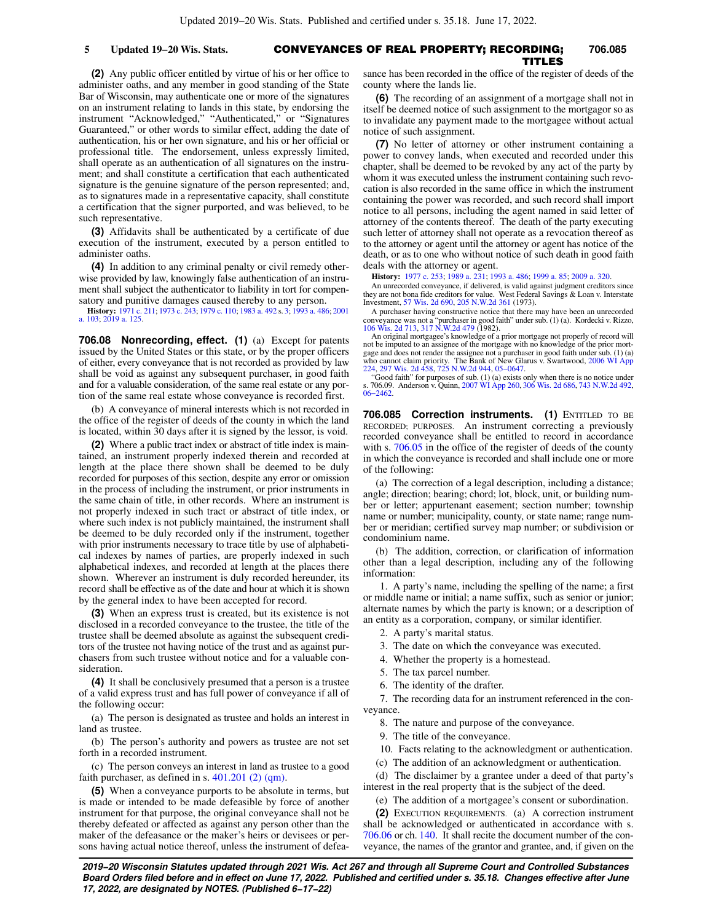**(2)** Any public officer entitled by virtue of his or her office to administer oaths, and any member in good standing of the State Bar of Wisconsin, may authenticate one or more of the signatures on an instrument relating to lands in this state, by endorsing the instrument "Acknowledged," "Authenticated," or "Signatures Guaranteed," or other words to similar effect, adding the date of authentication, his or her own signature, and his or her official or professional title. The endorsement, unless expressly limited, shall operate as an authentication of all signatures on the instrument; and shall constitute a certification that each authenticated signature is the genuine signature of the person represented; and, as to signatures made in a representative capacity, shall constitute a certification that the signer purported, and was believed, to be such representative.

**(3)** Affidavits shall be authenticated by a certificate of due execution of the instrument, executed by a person entitled to administer oaths.

**(4)** In addition to any criminal penalty or civil remedy otherwise provided by law, knowingly false authentication of an instrument shall subject the authenticator to liability in tort for compensatory and punitive damages caused thereby to any person.

**History:** 1971 c. 211; 1973 c. 243; 1979 c. 110; 1983 a. 492 s. 3; 1993 a. 486; 2001 a. 103; 2019 a. 125.

**706.08 Nonrecording, effect. (1)** (a) Except for patents issued by the United States or this state, or by the proper officers of either, every conveyance that is not recorded as provided by law shall be void as against any subsequent purchaser, in good faith and for a valuable consideration, of the same real estate or any portion of the same real estate whose conveyance is recorded first.

(b) A conveyance of mineral interests which is not recorded in the office of the register of deeds of the county in which the land is located, within 30 days after it is signed by the lessor, is void.

**(2)** Where a public tract index or abstract of title index is maintained, an instrument properly indexed therein and recorded at length at the place there shown shall be deemed to be duly recorded for purposes of this section, despite any error or omission in the process of including the instrument, or prior instruments in the same chain of title, in other records. Where an instrument is not properly indexed in such tract or abstract of title index, or where such index is not publicly maintained, the instrument shall be deemed to be duly recorded only if the instrument, together with prior instruments necessary to trace title by use of alphabetical indexes by names of parties, are properly indexed in such alphabetical indexes, and recorded at length at the places there shown. Wherever an instrument is duly recorded hereunder, its record shall be effective as of the date and hour at which it is shown by the general index to have been accepted for record.

**(3)** When an express trust is created, but its existence is not disclosed in a recorded conveyance to the trustee, the title of the trustee shall be deemed absolute as against the subsequent creditors of the trustee not having notice of the trust and as against purchasers from such trustee without notice and for a valuable consideration.

**(4)** It shall be conclusively presumed that a person is a trustee of a valid express trust and has full power of conveyance if all of the following occur:

(a) The person is designated as trustee and holds an interest in land as trustee.

(b) The person's authority and powers as trustee are not set forth in a recorded instrument.

(c) The person conveys an interest in land as trustee to a good faith purchaser, as defined in s. 401.201 (2) (qm).

**(5)** When a conveyance purports to be absolute in terms, but is made or intended to be made defeasible by force of another instrument for that purpose, the original conveyance shall not be thereby defeated or affected as against any person other than the maker of the defeasance or the maker's heirs or devisees or persons having actual notice thereof, unless the instrument of defeasance has been recorded in the office of the register of deeds of the county where the lands lie.

**(6)** The recording of an assignment of a mortgage shall not in itself be deemed notice of such assignment to the mortgagor so as to invalidate any payment made to the mortgagee without actual notice of such assignment.

**(7)** No letter of attorney or other instrument containing a power to convey lands, when executed and recorded under this chapter, shall be deemed to be revoked by any act of the party by whom it was executed unless the instrument containing such revocation is also recorded in the same office in which the instrument containing the power was recorded, and such record shall import notice to all persons, including the agent named in said letter of attorney of the contents thereof. The death of the party executing such letter of attorney shall not operate as a revocation thereof as to the attorney or agent until the attorney or agent has notice of the death, or as to one who without notice of such death in good faith deals with the attorney or agent.

**History:** 1977 c. 253; 1989 a. 231; 1993 a. 486; 1999 a. 85; 2009 a. 320.

An unrecorded conveyance, if delivered, is valid against judgment creditors since they are not bona fide creditors for value. West Federal Savings & Loan v. Interstate Investment, 57 Wis. 2d 690, 205 N.W.2d 361 (1973).

A purchaser having constructive notice that there may have been an unrecorded conveyance was not a "purchaser in good faith" under sub. (1) (a). Kordecki v. Rizzo, 106 Wis. 2d 713, 317 N.W.2d 479 (1982).

An original mortgagee's knowledge of a prior mortgage not properly of record will not be imputed to an assignee of the mortgage with no knowledge of the prior mortgage and does not render the assignee not a purchaser in good faith under sub. (1) (a) who cannot claim priority. The Bank of New Glarus v. Swartwood, 2006 WI App 224, 297 Wis. 2d 458, 725 N.W.2d 944, 05-0647.

"Good faith" for purposes of sub. (1) (a) exists only when there is no notice under s. 706.09. Anderson v. Quinn, 2007 WI App 260, 306 Wis. 2d 686, 743 N.W.2d 492, 06-2462.

**706.085 Correction instruments. (1)** ENTITLED TO BE RECORDED; PURPOSES. An instrument correcting a previously recorded conveyance shall be entitled to record in accordance with s. 706.05 in the office of the register of deeds of the county in which the conveyance is recorded and shall include one or more of the following:

(a) The correction of a legal description, including a distance; angle; direction; bearing; chord; lot, block, unit, or building number or letter; appurtenant easement; section number; township name or number; municipality, county, or state name; range number or meridian; certified survey map number; or subdivision or condominium name.

(b) The addition, correction, or clarification of information other than a legal description, including any of the following information:

1. A party's name, including the spelling of the name; a first or middle name or initial; a name suffix, such as senior or junior; alternate names by which the party is known; or a description of an entity as a corporation, company, or similar identifier.

2. A party's marital status.

3. The date on which the conveyance was executed.

4. Whether the property is a homestead.

5. The tax parcel number.

6. The identity of the drafter.

7. The recording data for an instrument referenced in the conveyance.

8. The nature and purpose of the conveyance.

9. The title of the conveyance.

10. Facts relating to the acknowledgment or authentication.

(c) The addition of an acknowledgment or authentication.

(d) The disclaimer by a grantee under a deed of that party's interest in the real property that is the subject of the deed.

(e) The addition of a mortgagee's consent or subordination.

**(2)** EXECUTION REQUIREMENTS. (a) A correction instrument shall be acknowledged or authenticated in accordance with s. 706.06 or ch. 140. It shall recite the document number of the conveyance, the names of the grantor and grantee, and, if given on the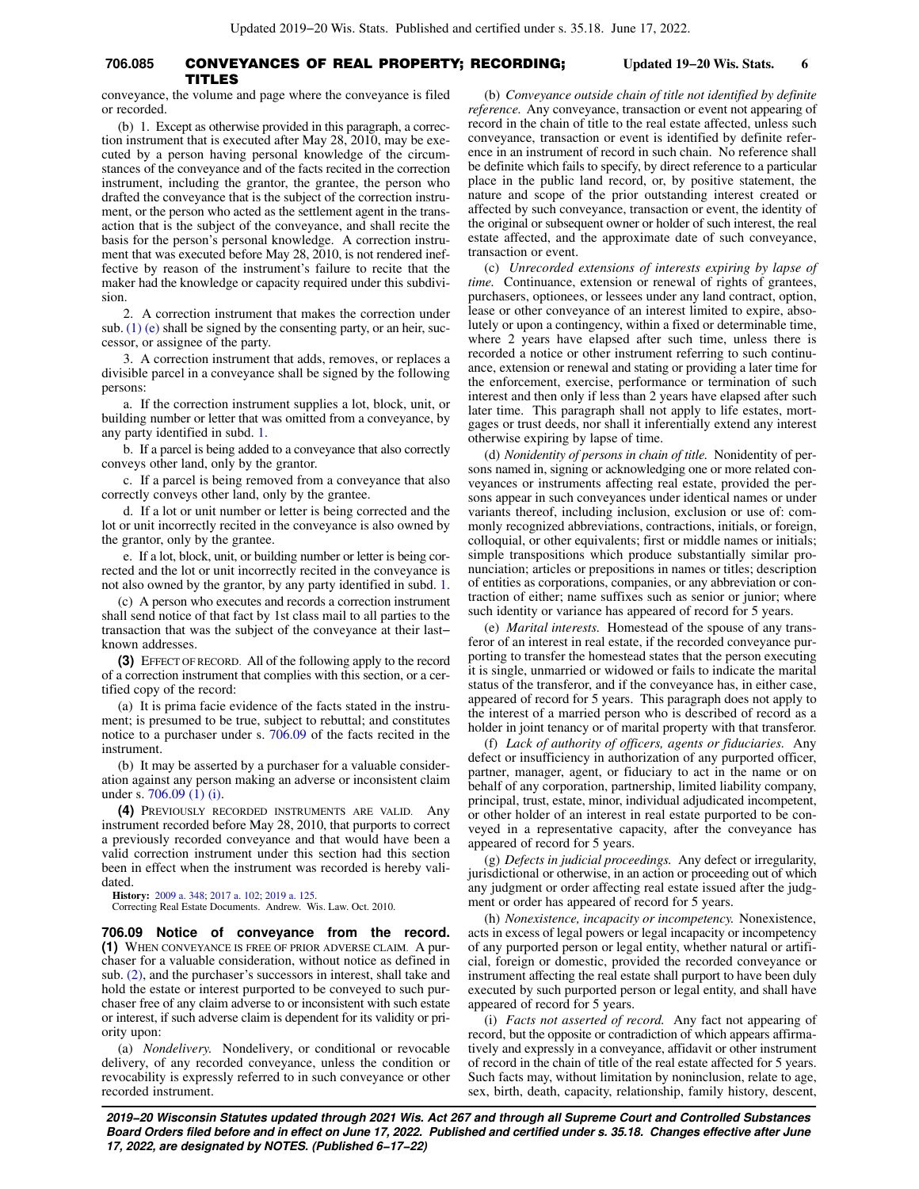conveyance, the volume and page where the conveyance is filed or recorded.

(b) 1. Except as otherwise provided in this paragraph, a correction instrument that is executed after May 28, 2010, may be executed by a person having personal knowledge of the circumstances of the conveyance and of the facts recited in the correction instrument, including the grantor, the grantee, the person who drafted the conveyance that is the subject of the correction instrument, or the person who acted as the settlement agent in the transaction that is the subject of the conveyance, and shall recite the basis for the person's personal knowledge. A correction instrument that was executed before May 28, 2010, is not rendered ineffective by reason of the instrument's failure to recite that the maker had the knowledge or capacity required under this subdivision.

2. A correction instrument that makes the correction under sub. (1) (e) shall be signed by the consenting party, or an heir, successor, or assignee of the party.

3. A correction instrument that adds, removes, or replaces a divisible parcel in a conveyance shall be signed by the following persons:

a. If the correction instrument supplies a lot, block, unit, or building number or letter that was omitted from a conveyance, by any party identified in subd. 1.

b. If a parcel is being added to a conveyance that also correctly conveys other land, only by the grantor.

c. If a parcel is being removed from a conveyance that also correctly conveys other land, only by the grantee.

d. If a lot or unit number or letter is being corrected and the lot or unit incorrectly recited in the conveyance is also owned by the grantor, only by the grantee.

e. If a lot, block, unit, or building number or letter is being corrected and the lot or unit incorrectly recited in the conveyance is not also owned by the grantor, by any party identified in subd. 1.

(c) A person who executes and records a correction instrument shall send notice of that fact by 1st class mail to all parties to the transaction that was the subject of the conveyance at their last-known addresses.

**(3)** EFFECT OF RECORD. All of the following apply to the record of a correction instrument that complies with this section, or a certified copy of the record:

(a) It is prima facie evidence of the facts stated in the instrument; is presumed to be true, subject to rebuttal; and constitutes notice to a purchaser under s. 706.09 of the facts recited in the instrument.

(b) It may be asserted by a purchaser for a valuable consideration against any person making an adverse or inconsistent claim under s. 706.09 (1) (i).

**(4)** PREVIOUSLY RECORDED INSTRUMENTS ARE VALID. Any instrument recorded before May 28, 2010, that purports to correct a previously recorded conveyance and that would have been a valid correction instrument under this section had this section been in effect when the instrument was recorded is hereby validated.

**History:** 2009 a. 348; 2017 a. 102; 2019 a. 125.

Correcting Real Estate Documents. Andrew. Wis. Law. Oct. 2010.

**706.09 Notice of conveyance from the record.** **(1)** WHEN CONVEYANCE IS FREE OF PRIOR ADVERSE CLAIM. A purchaser for a valuable consideration, without notice as defined in sub. (2), and the purchaser's successors in interest, shall take and hold the estate or interest purported to be conveyed to such purchaser free of any claim adverse to or inconsistent with such estate or interest, if such adverse claim is dependent for its validity or priority upon:

(a) *Nondelivery.* Nondelivery, or conditional or revocable delivery, of any recorded conveyance, unless the condition or revocability is expressly referred to in such conveyance or other recorded instrument.

(b) *Conveyance outside chain of title not identified by definite reference.* Any conveyance, transaction or event not appearing of record in the chain of title to the real estate affected, unless such conveyance, transaction or event is identified by definite reference in an instrument of record in such chain. No reference shall be definite which fails to specify, by direct reference to a particular place in the public land record, or, by positive statement, the nature and scope of the prior outstanding interest created or affected by such conveyance, transaction or event, the identity of the original or subsequent owner or holder of such interest, the real estate affected, and the approximate date of such conveyance, transaction or event.

(c) *Unrecorded extensions of interests expiring by lapse of time.* Continuance, extension or renewal of rights of grantees, purchasers, optionees, or lessees under any land contract, option, lease or other conveyance of an interest limited to expire, absolutely or upon a contingency, within a fixed or determinable time, where 2 years have elapsed after such time, unless there is recorded a notice or other instrument referring to such continuance, extension or renewal and stating or providing a later time for the enforcement, exercise, performance or termination of such interest and then only if less than 2 years have elapsed after such later time. This paragraph shall not apply to life estates, mortgages or trust deeds, nor shall it inferentially extend any interest otherwise expiring by lapse of time.

(d) *Nonidentity of persons in chain of title.* Nonidentity of persons named in, signing or acknowledging one or more related conveyances or instruments affecting real estate, provided the persons appear in such conveyances under identical names or under variants thereof, including inclusion, exclusion or use of: commonly recognized abbreviations, contractions, initials, or foreign, colloquial, or other equivalents; first or middle names or initials; simple transpositions which produce substantially similar pronunciation; articles or prepositions in names or titles; description of entities as corporations, companies, or any abbreviation or contraction of either; name suffixes such as senior or junior; where such identity or variance has appeared of record for 5 years.

(e) *Marital interests.* Homestead of the spouse of any transferor of an interest in real estate, if the recorded conveyance purporting to transfer the homestead states that the person executing it is single, unmarried or widowed or fails to indicate the marital status of the transferor, and if the conveyance has, in either case, appeared of record for 5 years. This paragraph does not apply to the interest of a married person who is described of record as a holder in joint tenancy or of marital property with that transferor.

(f) *Lack of authority of officers, agents or fiduciaries.* Any defect or insufficiency in authorization of any purported officer, partner, manager, agent, or fiduciary to act in the name or on behalf of any corporation, partnership, limited liability company, principal, trust, estate, minor, individual adjudicated incompetent, or other holder of an interest in real estate purported to be conveyed in a representative capacity, after the conveyance has appeared of record for 5 years.

(g) *Defects in judicial proceedings.* Any defect or irregularity, jurisdictional or otherwise, in an action or proceeding out of which any judgment or order affecting real estate issued after the judgment or order has appeared of record for 5 years.

(h) *Nonexistence, incapacity or incompetency.* Nonexistence, acts in excess of legal powers or legal incapacity or incompetency of any purported person or legal entity, whether natural or artificial, foreign or domestic, provided the recorded conveyance or instrument affecting the real estate shall purport to have been duly executed by such purported person or legal entity, and shall have appeared of record for 5 years.

(i) *Facts not asserted of record.* Any fact not appearing of record, but the opposite or contradiction of which appears affirmatively and expressly in a conveyance, affidavit or other instrument of record in the chain of title of the real estate affected for 5 years. Such facts may, without limitation by noninclusion, relate to age, sex, birth, death, capacity, relationship, family history, descent,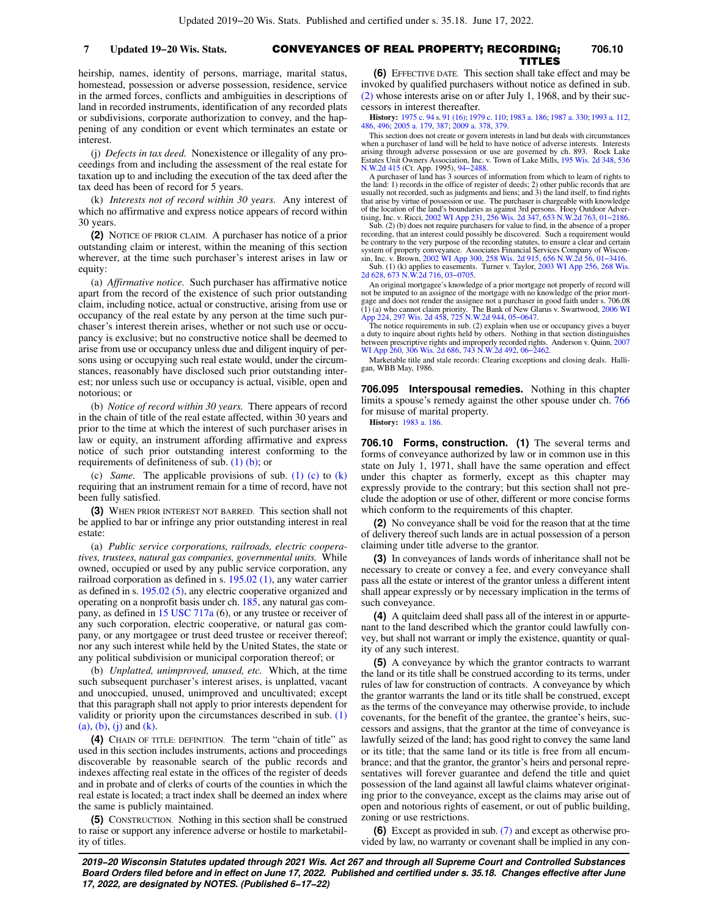heirship, names, identity of persons, marriage, marital status, homestead, possession or adverse possession, residence, service in the armed forces, conflicts and ambiguities in descriptions of land in recorded instruments, identification of any recorded plats or subdivisions, corporate authorization to convey, and the happening of any condition or event which terminates an estate or interest.

(j) *Defects in tax deed.* Nonexistence or illegality of any proceedings from and including the assessment of the real estate for taxation up to and including the execution of the tax deed after the tax deed has been of record for 5 years.

(k) *Interests not of record within 30 years.* Any interest of which no affirmative and express notice appears of record within 30 years.

**(2)** NOTICE OF PRIOR CLAIM. A purchaser has notice of a prior outstanding claim or interest, within the meaning of this section wherever, at the time such purchaser's interest arises in law or equity:

(a) *Affirmative notice.* Such purchaser has affirmative notice apart from the record of the existence of such prior outstanding claim, including notice, actual or constructive, arising from use or occupancy of the real estate by any person at the time such purchaser's interest therein arises, whether or not such use or occupancy is exclusive; but no constructive notice shall be deemed to arise from use or occupancy unless due and diligent inquiry of persons using or occupying such real estate would, under the circumstances, reasonably have disclosed such prior outstanding interest; nor unless such use or occupancy is actual, visible, open and notorious; or

(b) *Notice of record within 30 years.* There appears of record in the chain of title of the real estate affected, within 30 years and prior to the time at which the interest of such purchaser arises in law or equity, an instrument affording affirmative and express notice of such prior outstanding interest conforming to the requirements of definiteness of sub. (1) (b); or

(c) *Same.* The applicable provisions of sub. (1) (c) to (k) requiring that an instrument remain for a time of record, have not been fully satisfied.

**(3)** WHEN PRIOR INTEREST NOT BARRED. This section shall not be applied to bar or infringe any prior outstanding interest in real estate:

(a) *Public service corporations, railroads, electric cooperatives, trustees, natural gas companies, governmental units.* While owned, occupied or used by any public service corporation, any railroad corporation as defined in s. 195.02 (1), any water carrier as defined in s. 195.02 (5), any electric cooperative organized and operating on a nonprofit basis under ch. 185, any natural gas company, as defined in 15 USC 717a (6), or any trustee or receiver of any such corporation, electric cooperative, or natural gas company, or any mortgagee or trust deed trustee or receiver thereof; nor any such interest while held by the United States, the state or any political subdivision or municipal corporation thereof; or

(b) *Unplatted, unimproved, unused, etc.* Which, at the time such subsequent purchaser's interest arises, is unplatted, vacant and unoccupied, unused, unimproved and uncultivated; except that this paragraph shall not apply to prior interests dependent for validity or priority upon the circumstances described in sub. (1) (a), (b), (j) and (k).

**(4)** CHAIN OF TITLE: DEFINITION. The term "chain of title" as used in this section includes instruments, actions and proceedings discoverable by reasonable search of the public records and indexes affecting real estate in the offices of the register of deeds and in probate and of clerks of courts of the counties in which the real estate is located; a tract index shall be deemed an index where the same is publicly maintained.

**(5)** CONSTRUCTION. Nothing in this section shall be construed to raise or support any inference adverse or hostile to marketability of titles.

**(6)** EFFECTIVE DATE. This section shall take effect and may be invoked by qualified purchasers without notice as defined in sub. (2) whose interests arise on or after July 1, 1968, and by their successors in interest thereafter.

**History:** 1975 c. 94 s. 91 (16); 1979 c. 110; 1983 a. 186; 1987 a. 330; 1993 a. 112, 486, 496; 2005 a. 179, 387; 2009 a. 378, 379.

This section does not create or govern interests in land but deals with circumstances when a purchaser of land will be held to have notice of adverse interests. Interests arising through adverse possession or use are governed by ch. 893. Rock Lake Estates Unit Owners Association, Inc. v. Town of Lake Mills, 195 Wis. 2d 348, 536 N.W.2d 415 (Ct. App. 1995), 94−2488.

A purchaser of land has 3 sources of information from which to learn of rights to the land: 1) records in the office of register of deeds; 2) other public records that are usually not recorded, such as judgments and liens; and 3) the land itself, to find rights that arise by virtue of possession or use. The purchaser is chargeable with knowledge of the location of the land's boundaries as against 3rd persons. Hoey Outdoor Advertising, Inc. v. Ricci, 2002 WI App 231, 256 Wis. 2d 347, 653 N.W.2d 763, 01−2186.

Sub. (2) (b) does not require purchasers for value to find, in the absence of a proper recording, that an interest could possibly be discovered. Such a requirement would be contrary to the very purpose of the recording statutes, to ensure a clear and certain system of property conveyance. Associates Financial Services Company of Wisconsin, Inc. v. Brown, 2002 WI App 300, 258 Wis. 2d 915, 656 N.W.2d 56, 01−3416.

Sub. (1) (k) applies to easements. Turner v. Taylor, 2003 WI App 256, 268 Wis. 2d 628, 673 N.W.2d 716, 03−0705.

An original mortgagee's knowledge of a prior mortgage not properly of record will not be imputed to an assignee of the mortgage with no knowledge of the prior mortgage and does not render the assignee not a purchaser in good faith under s. 706.08 (1) (a) who cannot claim priority. The Bank of New Glarus v. Swartwood, 2006 WI App 224, 297 Wis. 2d 458, 725 N.W.2d 944, 05−0647.

The notice requirements in sub. (2) explain when use or occupancy gives a buyer a duty to inquire about rights held by others. Nothing in that section distinguishes between prescriptive rights and improperly recorded rights. Anderson v. Quinn, 2007 WI App 260, 306 Wis. 2d 686, 743 N.W.2d 492, 06−2462.

Marketable title and stale records: Clearing exceptions and closing deals. Halligan, WBB May, 1986.

## 706.095 Interspousal remedies.

Nothing in this chapter limits a spouse's remedy against the other spouse under ch. 766 for misuse of marital property.

**History:** 1983 a. 186.

## 706.10 Forms, construction.

**(1)** The several terms and forms of conveyance authorized by law or in common use in this state on July 1, 1971, shall have the same operation and effect under this chapter as formerly, except as this chapter may expressly provide to the contrary; but this section shall not preclude the adoption or use of other, different or more concise forms which conform to the requirements of this chapter.

**(2)** No conveyance shall be void for the reason that at the time of delivery thereof such lands are in actual possession of a person claiming under title adverse to the grantor.

**(3)** In conveyances of lands words of inheritance shall not be necessary to create or convey a fee, and every conveyance shall pass all the estate or interest of the grantor unless a different intent shall appear expressly or by necessary implication in the terms of such conveyance.

**(4)** A quitclaim deed shall pass all of the interest in or appurtenant to the land described which the grantor could lawfully convey, but shall not warrant or imply the existence, quantity or quality of any such interest.

**(5)** A conveyance by which the grantor contracts to warrant the land or its title shall be construed according to its terms, under rules of law for construction of contracts. A conveyance by which the grantor warrants the land or its title shall be construed, except as the terms of the conveyance may otherwise provide, to include covenants, for the benefit of the grantee, the grantee's heirs, successors and assigns, that the grantor at the time of conveyance is lawfully seized of the land; has good right to convey the same land or its title; that the same land or its title is free from all encumbrance; and that the grantor, the grantor's heirs and personal representatives will forever guarantee and defend the title and quiet possession of the land against all lawful claims whatever originating prior to the conveyance, except as the claims may arise out of open and notorious rights of easement, or out of public building, zoning or use restrictions.

**(6)** Except as provided in sub. (7) and except as otherwise provided by law, no warranty or covenant shall be implied in any con-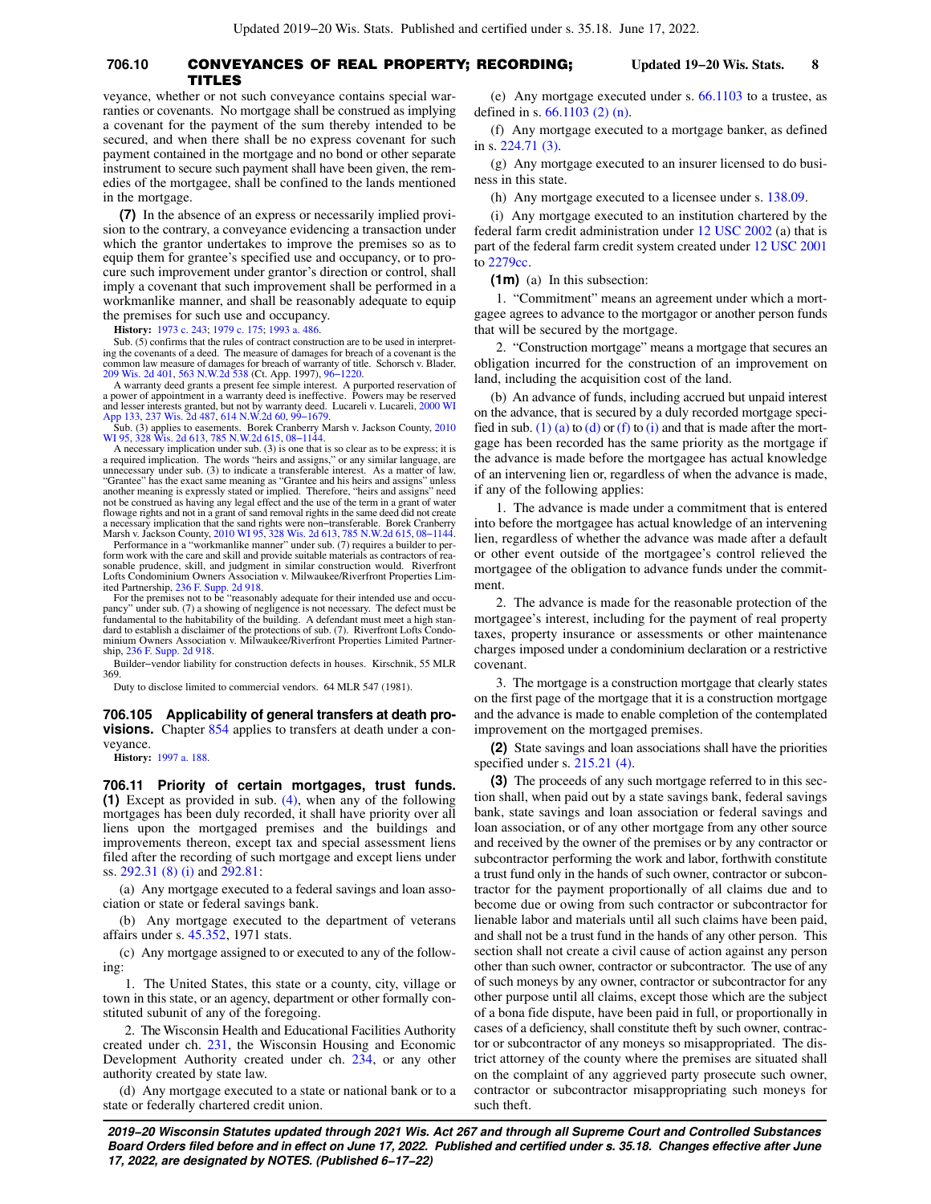veyance, whether or not such conveyance contains special warranties or covenants. No mortgage shall be construed as implying a covenant for the payment of the sum thereby intended to be secured, and when there shall be no express covenant for such payment contained in the mortgage and no bond or other separate instrument to secure such payment shall have been given, the remedies of the mortgagee, shall be confined to the lands mentioned in the mortgage.

**(7)** In the absence of an express or necessarily implied provision to the contrary, a conveyance evidencing a transaction under which the grantor undertakes to improve the premises so as to equip them for grantee's specified use and occupancy, or to procure such improvement under grantor's direction or control, shall imply a covenant that such improvement shall be performed in a workmanlike manner, and shall be reasonably adequate to equip the premises for such use and occupancy.

**History:** 1973 c. 243; 1979 c. 175; 1993 a. 486.

Sub. (5) confirms that the rules of contract construction are to be used in interpreting the covenants of a deed. The measure of damages for breach of a covenant is the common law measure of damages for breach of warranty of title. Schorsch v. Blader, 209 Wis. 2d 401, 563 N.W.2d 538 (Ct. App. 1997), 96−1220.

A warranty deed grants a present fee simple interest. A purported reservation of a power of appointment in a warranty deed is ineffective. Powers may be reserved and lesser interests granted, but not by warranty deed. Lucareli v. Lucareli, 2000 WI App 133, 237 Wis. 2d 487, 614 N.W.2d 60, 99−1679.

Sub. (3) applies to easements. Borek Cranberry Marsh v. Jackson County, 2010 WI 95, 328 Wis. 2d 613, 785 N.W.2d 615, 08−1144.

A necessary implication under sub. (3) is one that is so clear as to be express; it is a required implication. The words "heirs and assigns," or any similar language, are unnecessary under sub. (3) to indicate a transferable interest. As a matter of law, "Grantee" has the exact same meaning as "Grantee and his heirs and assigns" unless another meaning is expressly stated or implied. Therefore, "heirs and assigns" need not be construed as having any legal effect and the use of the term in a grant of water flowage rights and not in a grant of sand removal rights in the same deed did not create a necessary implication that the sand rights were non−transferable. Borek Cranberry Marsh v. Jackson County, 2010 WI 95, 328 Wis. 2d 613, 785 N.W.2d 615, 08−1144.

Performance in a "workmanlike manner" under sub. (7) requires a builder to perform work with the care and skill and provide suitable materials as contractors of reasonable prudence, skill, and judgment in similar construction would. Riverfront Lofts Condominium Owners Association v. Milwaukee/Riverfront Properties Limited Partnership, 236 F. Supp. 2d 918.

For the premises not to be "reasonably adequate for their intended use and occupancy" under sub. (7) a showing of negligence is not necessary. The defect must be fundamental to the habitability of the building. A defendant must meet a high standard to establish a disclaimer of the protections of sub. (7). Riverfront Lofts Condominium Owners Association v. Milwaukee/Riverfront Properties Limited Partnership, 236 F. Supp. 2d 918.

Builder−vendor liability for construction defects in houses. Kirschnik, 55 MLR 369.

Duty to disclose limited to commercial vendors. 64 MLR 547 (1981).

**706.105 Applicability of general transfers at death provisions.** Chapter 854 applies to transfers at death under a conveyance.

**History:** 1997 a. 188.

**706.11 Priority of certain mortgages, trust funds.** **(1)** Except as provided in sub. (4), when any of the following mortgages has been duly recorded, it shall have priority over all liens upon the mortgaged premises and the buildings and improvements thereon, except tax and special assessment liens filed after the recording of such mortgage and except liens under ss. 292.31 (8) (i) and 292.81:

(a) Any mortgage executed to a federal savings and loan association or state or federal savings bank.

(b) Any mortgage executed to the department of veterans affairs under s. 45.352, 1971 stats.

(c) Any mortgage assigned to or executed to any of the following:

1. The United States, this state or a county, city, village or town in this state, or an agency, department or other formally constituted subunit of any of the foregoing.

2. The Wisconsin Health and Educational Facilities Authority created under ch. 231, the Wisconsin Housing and Economic Development Authority created under ch. 234, or any other authority created by state law.

(d) Any mortgage executed to a state or national bank or to a state or federally chartered credit union.

(e) Any mortgage executed under s. 66.1103 to a trustee, as defined in s. 66.1103 (2) (n).

(f) Any mortgage executed to a mortgage banker, as defined in s. 224.71 (3).

(g) Any mortgage executed to an insurer licensed to do business in this state.

(h) Any mortgage executed to a licensee under s. 138.09.

(i) Any mortgage executed to an institution chartered by the federal farm credit administration under 12 USC 2002 (a) that is part of the federal farm credit system created under 12 USC 2001 to 2279cc.

**(1m)** (a) In this subsection:

1. "Commitment" means an agreement under which a mortgagee agrees to advance to the mortgagor or another person funds that will be secured by the mortgage.

2. "Construction mortgage" means a mortgage that secures an obligation incurred for the construction of an improvement on land, including the acquisition cost of the land.

(b) An advance of funds, including accrued but unpaid interest on the advance, that is secured by a duly recorded mortgage specified in sub. (1) (a) to (d) or (f) to (i) and that is made after the mortgage has been recorded has the same priority as the mortgage if the advance is made before the mortgagee has actual knowledge of an intervening lien, or regardless of when the advance is made, if any of the following applies:

1. The advance is made under a commitment that is entered into before the mortgagee has actual knowledge of an intervening lien, regardless of whether the advance was made after a default or other event outside of the mortgagee's control relieved the mortgagee of the obligation to advance funds under the commitment.

2. The advance is made for the reasonable protection of the mortgagee's interest, including for the payment of real property taxes, property insurance or assessments or other maintenance charges imposed under a condominium declaration or a restrictive covenant.

3. The mortgage is a construction mortgage that clearly states on the first page of the mortgage that it is a construction mortgage and the advance is made to enable completion of the contemplated improvement on the mortgaged premises.

**(2)** State savings and loan associations shall have the priorities specified under s. 215.21 (4).

**(3)** The proceeds of any such mortgage referred to in this section shall, when paid out by a state savings bank, federal savings bank, state savings and loan association or federal savings and loan association, or of any other mortgage from any other source and received by the owner of the premises or by any contractor or subcontractor performing the work and labor, forthwith constitute a trust fund only in the hands of such owner, contractor or subcontractor for the payment proportionally of all claims due and to become due or owing from such contractor or subcontractor for lienable labor and materials until all such claims have been paid, and shall not be a trust fund in the hands of any other person. This section shall not create a civil cause of action against any person other than such owner, contractor or subcontractor. The use of any of such moneys by any owner, contractor or subcontractor for any other purpose until all claims, except those which are the subject of a bona fide dispute, have been paid in full, or proportionally in cases of a deficiency, shall constitute theft by such owner, contractor or subcontractor of any moneys so misappropriated. The district attorney of the county where the premises are situated shall on the complaint of any aggrieved party prosecute such owner, contractor or subcontractor misappropriating such moneys for such theft.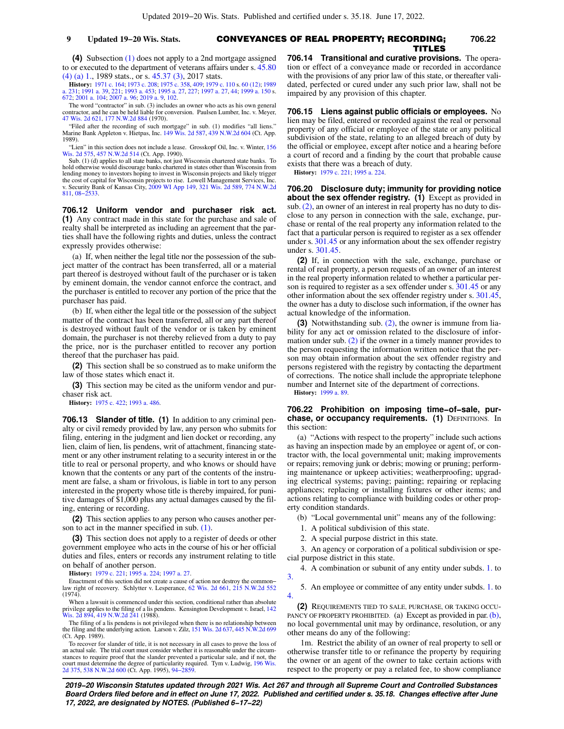**(4)** Subsection (1) does not apply to a 2nd mortgage assigned to or executed to the department of veterans affairs under s. 45.80 (4) (a) 1., 1989 stats., or s. 45.37 (3), 2017 stats.

**History:** 1971 c. 164; 1973 c. 208; 1975 c. 358, 409; 1979 c. 110 s. 60 (12); 1989 a. 231; 1991 a. 39, 221; 1993 a. 453; 1995 a. 27, 227; 1997 a. 27, 44; 1999 a. 150 s. 672; 2001 a. 104; 2007 a. 96; 2019 a. 9, 102.

The word "contractor" in sub. (3) includes an owner who acts as his own general contractor, and he can be held liable for conversion. Paulsen Lumber, Inc. v. Meyer, 47 Wis. 2d 621, 177 N.W.2d 884 (1970).

"Filed after the recording of such mortgage" in sub. (1) modifies "all liens." Marine Bank Appleton v. Hietpas, Inc. 149 Wis. 2d 587, 439 N.W.2d 604 (Ct. App. 1989).

"Lien" in this section does not include a lease. Grosskopf Oil, Inc. v. Winter, 156 Wis. 2d 575, 457 N.W.2d 514 (Ct. App. 1990).

Sub. (1) (d) applies to all state banks, not just Wisconsin chartered state banks. To hold otherwise would discourage banks chartered in states other than Wisconsin from lending money to investors hoping to invest in Wisconsin projects and likely trigger the cost of capital for Wisconsin projects to rise. Lowell Management Services, Inc. v. Security Bank of Kansas City, 2009 WI App 149, 321 Wis. 2d 589, 774 N.W.2d 811, 08−2533.

**706.12 Uniform vendor and purchaser risk act.** **(1)** Any contract made in this state for the purchase and sale of realty shall be interpreted as including an agreement that the parties shall have the following rights and duties, unless the contract expressly provides otherwise:

(a) If, when neither the legal title nor the possession of the subject matter of the contract has been transferred, all or a material part thereof is destroyed without fault of the purchaser or is taken by eminent domain, the vendor cannot enforce the contract, and the purchaser is entitled to recover any portion of the price that the purchaser has paid.

(b) If, when either the legal title or the possession of the subject matter of the contract has been transferred, all or any part thereof is destroyed without fault of the vendor or is taken by eminent domain, the purchaser is not thereby relieved from a duty to pay the price, nor is the purchaser entitled to recover any portion thereof that the purchaser has paid.

**(2)** This section shall be so construed as to make uniform the law of those states which enact it.

**(3)** This section may be cited as the uniform vendor and purchaser risk act.

**History:** 1975 c. 422; 1993 a. 486.

**706.13 Slander of title.** **(1)** In addition to any criminal penalty or civil remedy provided by law, any person who submits for filing, entering in the judgment and lien docket or recording, any lien, claim of lien, lis pendens, writ of attachment, financing statement or any other instrument relating to a security interest in or the title to real or personal property, and who knows or should have known that the contents or any part of the contents of the instrument are false, a sham or frivolous, is liable in tort to any person interested in the property whose title is thereby impaired, for punitive damages of $1,000 plus any actual damages caused by the filing, entering or recording.

**(2)** This section applies to any person who causes another person to act in the manner specified in sub. (1).

**(3)** This section does not apply to a register of deeds or other government employee who acts in the course of his or her official duties and files, enters or records any instrument relating to title on behalf of another person.

**History:** 1979 c. 221; 1995 a. 224; 1997 a. 27.

Enactment of this section did not create a cause of action nor destroy the common−law right of recovery. Schlytter v. Lesperance, 62 Wis. 2d 661, 215 N.W.2d 552 (1974).

When a lawsuit is commenced under this section, conditional rather than absolute privilege applies to the filing of a lis pendens. Kensington Development v. Israel, 142 Wis. 2d 894, 419 N.W.2d 241 (1988).

The filing of a lis pendens is not privileged when there is no relationship between the filing and the underlying action. Larson v. Zilz, 151 Wis. 2d 637, 445 N.W.2d 699 (Ct. App. 1989).

To recover for slander of title, it is not necessary in all cases to prove the loss of an actual sale. The trial court must consider whether it is reasonable under the circumstances to require proof that the slander prevented a particular sale, and if not, the court must determine the degree of particularity required. Tym v. Ludwig, 196 Wis. 2d 375, 538 N.W.2d 600 (Ct. App. 1995), 94−2859.

**706.14 Transitional and curative provisions.** The operation or effect of a conveyance made or recorded in accordance with the provisions of any prior law of this state, or thereafter validated, perfected or cured under any such prior law, shall not be impaired by any provision of this chapter.

**706.15 Liens against public officials or employees.** No lien may be filed, entered or recorded against the real or personal property of any official or employee of the state or any political subdivision of the state, relating to an alleged breach of duty by the official or employee, except after notice and a hearing before a court of record and a finding by the court that probable cause exists that there was a breach of duty.

**History:** 1979 c. 221; 1995 a. 224.

**706.20 Disclosure duty; immunity for providing notice about the sex offender registry.** **(1)** Except as provided in sub. (2), an owner of an interest in real property has no duty to disclose to any person in connection with the sale, exchange, purchase or rental of the real property any information related to the fact that a particular person is required to register as a sex offender under s. 301.45 or any information about the sex offender registry under s. 301.45.

**(2)** If, in connection with the sale, exchange, purchase or rental of real property, a person requests of an owner of an interest in the real property information related to whether a particular person is required to register as a sex offender under s. 301.45 or any other information about the sex offender registry under s. 301.45, the owner has a duty to disclose such information, if the owner has actual knowledge of the information.

**(3)** Notwithstanding sub. (2), the owner is immune from liability for any act or omission related to the disclosure of information under sub. (2) if the owner in a timely manner provides to the person requesting the information written notice that the person may obtain information about the sex offender registry and persons registered with the registry by contacting the department of corrections. The notice shall include the appropriate telephone number and Internet site of the department of corrections.

**History:** 1999 a. 89.

**706.22 Prohibition on imposing time−of−sale, purchase, or occupancy requirements.** **(1)** DEFINITIONS. In this section:

(a) "Actions with respect to the property" include such actions as having an inspection made by an employee or agent of, or contractor with, the local governmental unit; making improvements or repairs; removing junk or debris; mowing or pruning; performing maintenance or upkeep activities; weatherproofing; upgrading electrical systems; paving; painting; repairing or replacing appliances; replacing or installing fixtures or other items; and actions relating to compliance with building codes or other property condition standards.

(b) "Local governmental unit" means any of the following:

1. A political subdivision of this state.

2. A special purpose district in this state.

3. An agency or corporation of a political subdivision or special purpose district in this state.

4. A combination or subunit of any entity under subds. 1. to 3.

5. An employee or committee of any entity under subds. 1. to 4.

**(2)** REQUIREMENTS TIED TO SALE, PURCHASE, OR TAKING OCCUPANCY OF PROPERTY PROHIBITED. (a) Except as provided in par. (b), no local governmental unit may by ordinance, resolution, or any other means do any of the following:

1m. Restrict the ability of an owner of real property to sell or otherwise transfer title to or refinance the property by requiring the owner or an agent of the owner to take certain actions with respect to the property or pay a related fee, to show compliance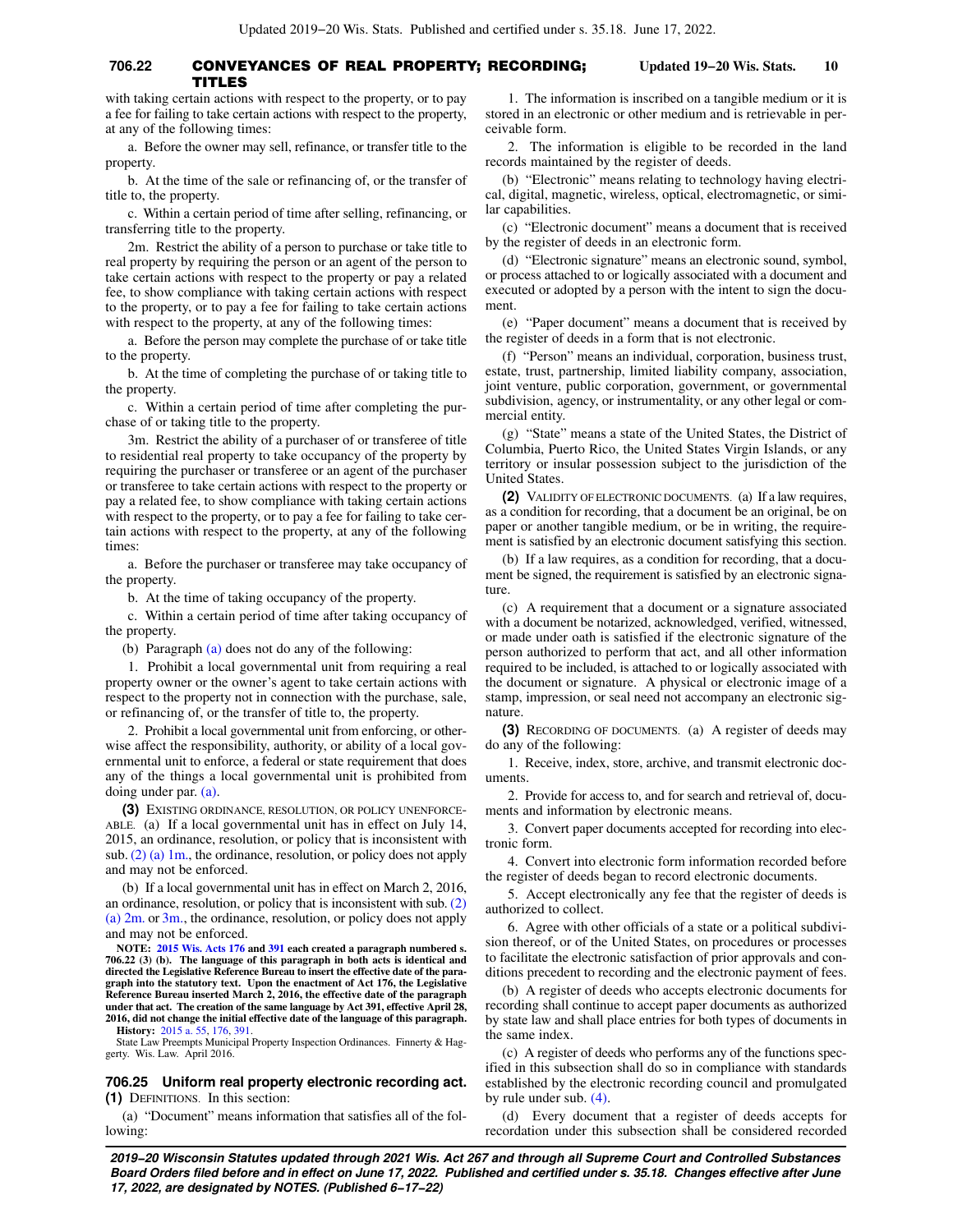with taking certain actions with respect to the property, or to pay a fee for failing to take certain actions with respect to the property, at any of the following times:

a. Before the owner may sell, refinance, or transfer title to the property.

b. At the time of the sale or refinancing of, or the transfer of title to, the property.

c. Within a certain period of time after selling, refinancing, or transferring title to the property.

2m. Restrict the ability of a person to purchase or take title to real property by requiring the person or an agent of the person to take certain actions with respect to the property or pay a related fee, to show compliance with taking certain actions with respect to the property, or to pay a fee for failing to take certain actions with respect to the property, at any of the following times:

a. Before the person may complete the purchase of or take title to the property.

b. At the time of completing the purchase of or taking title to the property.

c. Within a certain period of time after completing the purchase of or taking title to the property.

3m. Restrict the ability of a purchaser of or transferee of title to residential real property to take occupancy of the property by requiring the purchaser or transferee or an agent of the purchaser or transferee to take certain actions with respect to the property or pay a related fee, to show compliance with taking certain actions with respect to the property, or to pay a fee for failing to take certain actions with respect to the property, at any of the following times:

a. Before the purchaser or transferee may take occupancy of the property.

b. At the time of taking occupancy of the property.

c. Within a certain period of time after taking occupancy of the property.

(b) Paragraph (a) does not do any of the following:

1. Prohibit a local governmental unit from requiring a real property owner or the owner's agent to take certain actions with respect to the property not in connection with the purchase, sale, or refinancing of, or the transfer of title to, the property.

2. Prohibit a local governmental unit from enforcing, or otherwise affect the responsibility, authority, or ability of a local governmental unit to enforce, a federal or state requirement that does any of the things a local governmental unit is prohibited from doing under par. (a).

**(3)** EXISTING ORDINANCE, RESOLUTION, OR POLICY UNENFORCEABLE. (a) If a local governmental unit has in effect on July 14, 2015, an ordinance, resolution, or policy that is inconsistent with sub. (2) (a) 1m., the ordinance, resolution, or policy does not apply and may not be enforced.

(b) If a local governmental unit has in effect on March 2, 2016, an ordinance, resolution, or policy that is inconsistent with sub. (2) (a) 2m. or 3m., the ordinance, resolution, or policy does not apply and may not be enforced.

**NOTE: 2015 Wis. Acts 176 and 391 each created a paragraph numbered s. 706.22 (3) (b). The language of this paragraph in both acts is identical and directed the Legislative Reference Bureau to insert the effective date of the paragraph into the statutory text. Upon the enactment of Act 176, the Legislative Reference Bureau inserted March 2, 2016, the effective date of the paragraph under that act. The creation of the same language by Act 391, effective April 28, 2016, did not change the initial effective date of the language of this paragraph.**

**History:** 2015 a. 55, 176, 391.

State Law Preempts Municipal Property Inspection Ordinances. Finnerty & Haggerty. Wis. Law. April 2016.

## 706.25 Uniform real property electronic recording act.

**(1)** DEFINITIONS. In this section:

(a) "Document" means information that satisfies all of the following:

1. The information is inscribed on a tangible medium or it is stored in an electronic or other medium and is retrievable in perceivable form.

2. The information is eligible to be recorded in the land records maintained by the register of deeds.

(b) "Electronic" means relating to technology having electrical, digital, magnetic, wireless, optical, electromagnetic, or similar capabilities.

(c) "Electronic document" means a document that is received by the register of deeds in an electronic form.

(d) "Electronic signature" means an electronic sound, symbol, or process attached to or logically associated with a document and executed or adopted by a person with the intent to sign the document.

(e) "Paper document" means a document that is received by the register of deeds in a form that is not electronic.

(f) "Person" means an individual, corporation, business trust, estate, trust, partnership, limited liability company, association, joint venture, public corporation, government, or governmental subdivision, agency, or instrumentality, or any other legal or commercial entity.

(g) "State" means a state of the United States, the District of Columbia, Puerto Rico, the United States Virgin Islands, or any territory or insular possession subject to the jurisdiction of the United States.

**(2)** VALIDITY OF ELECTRONIC DOCUMENTS. (a) If a law requires, as a condition for recording, that a document be an original, be on paper or another tangible medium, or be in writing, the requirement is satisfied by an electronic document satisfying this section.

(b) If a law requires, as a condition for recording, that a document be signed, the requirement is satisfied by an electronic signature.

(c) A requirement that a document or a signature associated with a document be notarized, acknowledged, verified, witnessed, or made under oath is satisfied if the electronic signature of the person authorized to perform that act, and all other information required to be included, is attached to or logically associated with the document or signature. A physical or electronic image of a stamp, impression, or seal need not accompany an electronic signature.

**(3)** RECORDING OF DOCUMENTS. (a) A register of deeds may do any of the following:

1. Receive, index, store, archive, and transmit electronic documents.

2. Provide for access to, and for search and retrieval of, documents and information by electronic means.

3. Convert paper documents accepted for recording into electronic form.

4. Convert into electronic form information recorded before the register of deeds began to record electronic documents.

5. Accept electronically any fee that the register of deeds is authorized to collect.

6. Agree with other officials of a state or a political subdivision thereof, or of the United States, on procedures or processes to facilitate the electronic satisfaction of prior approvals and conditions precedent to recording and the electronic payment of fees.

(b) A register of deeds who accepts electronic documents for recording shall continue to accept paper documents as authorized by state law and shall place entries for both types of documents in the same index.

(c) A register of deeds who performs any of the functions specified in this subsection shall do so in compliance with standards established by the electronic recording council and promulgated by rule under sub. (4).

(d) Every document that a register of deeds accepts for recordation under this subsection shall be considered recorded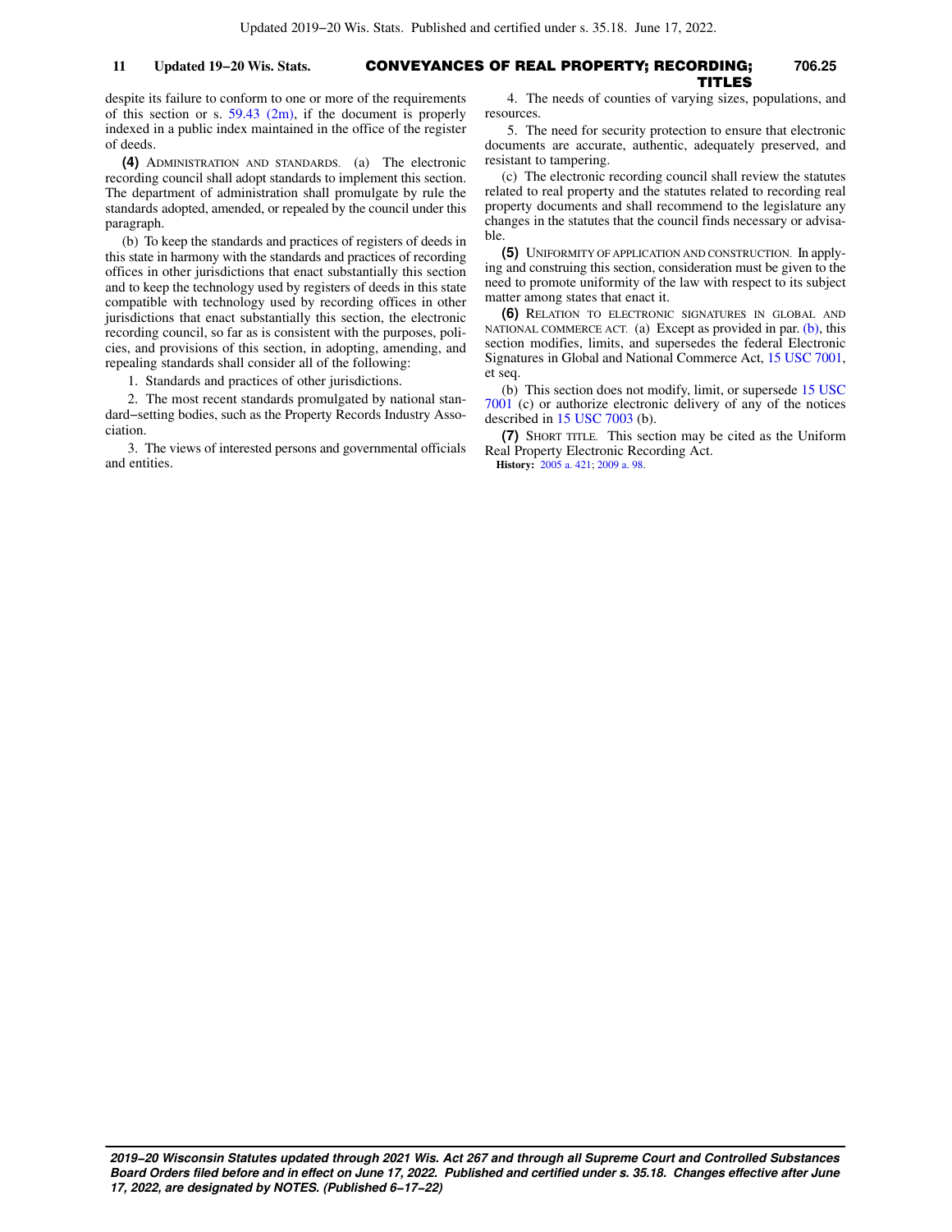despite its failure to conform to one or more of the requirements of this section or s. 59.43 (2m), if the document is properly indexed in a public index maintained in the office of the register of deeds.

**(4)** ADMINISTRATION AND STANDARDS. (a) The electronic recording council shall adopt standards to implement this section. The department of administration shall promulgate by rule the standards adopted, amended, or repealed by the council under this paragraph.

(b) To keep the standards and practices of registers of deeds in this state in harmony with the standards and practices of recording offices in other jurisdictions that enact substantially this section and to keep the technology used by registers of deeds in this state compatible with technology used by recording offices in other jurisdictions that enact substantially this section, the electronic recording council, so far as is consistent with the purposes, policies, and provisions of this section, in adopting, amending, and repealing standards shall consider all of the following:

1. Standards and practices of other jurisdictions.

2. The most recent standards promulgated by national standard−setting bodies, such as the Property Records Industry Association.

3. The views of interested persons and governmental officials and entities.

4. The needs of counties of varying sizes, populations, and resources.

5. The need for security protection to ensure that electronic documents are accurate, authentic, adequately preserved, and resistant to tampering.

(c) The electronic recording council shall review the statutes related to real property and the statutes related to recording real property documents and shall recommend to the legislature any changes in the statutes that the council finds necessary or advisable.

**(5)** UNIFORMITY OF APPLICATION AND CONSTRUCTION. In applying and construing this section, consideration must be given to the need to promote uniformity of the law with respect to its subject matter among states that enact it.

**(6)** RELATION TO ELECTRONIC SIGNATURES IN GLOBAL AND NATIONAL COMMERCE ACT. (a) Except as provided in par. (b), this section modifies, limits, and supersedes the federal Electronic Signatures in Global and National Commerce Act, 15 USC 7001, et seq.

(b) This section does not modify, limit, or supersede 15 USC 7001 (c) or authorize electronic delivery of any of the notices described in 15 USC 7003 (b).

**(7)** SHORT TITLE. This section may be cited as the Uniform Real Property Electronic Recording Act.

**History:** 2005 a. 421; 2009 a. 98.